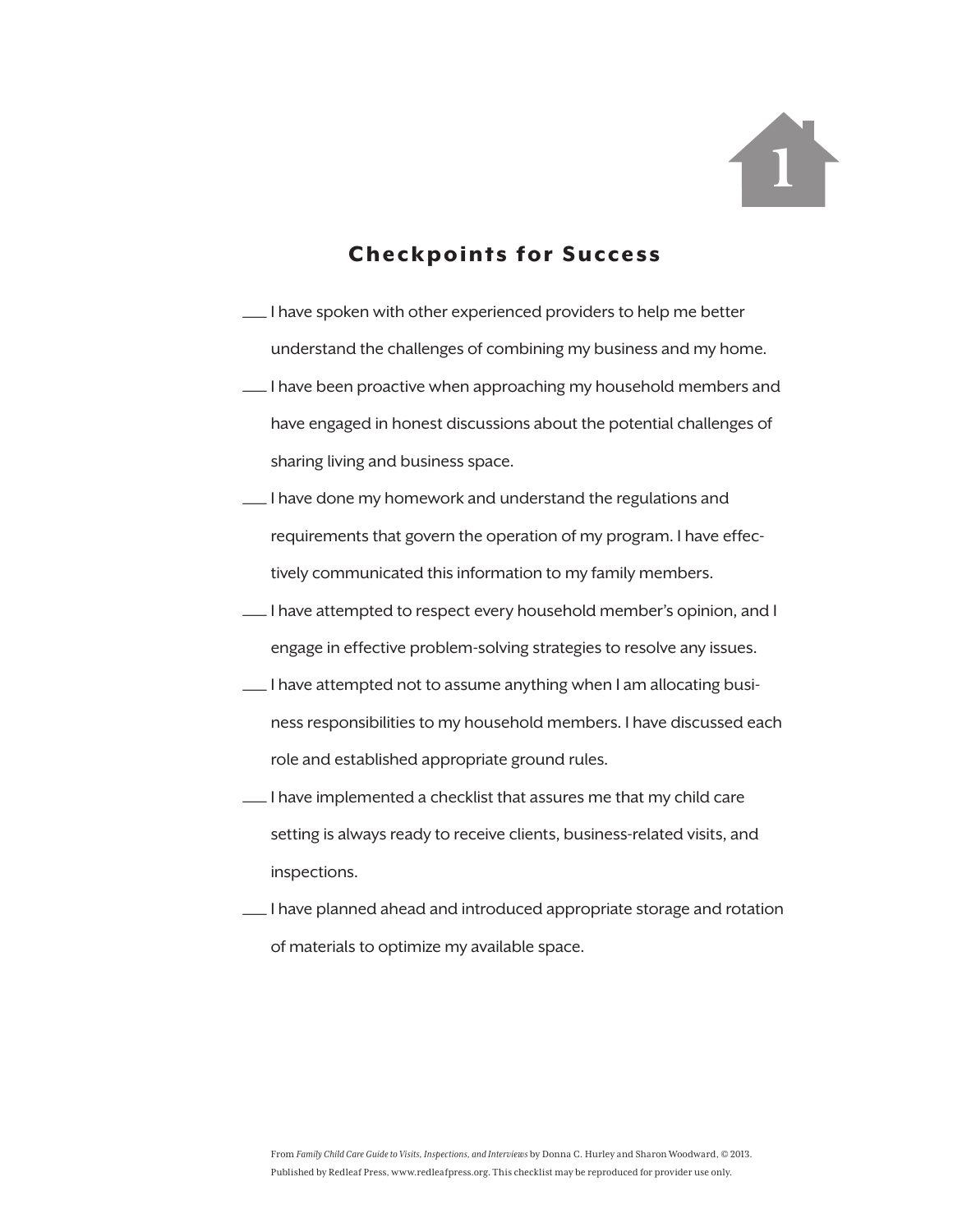1

## Checkpoints for Success

___ I have spoken with other experienced providers to help me better understand the challenges of combining my business and my home.

___ I have been proactive when approaching my household members and have engaged in honest discussions about the potential challenges of sharing living and business space.

___ I have done my homework and understand the regulations and requirements that govern the operation of my program. I have effectively communicated this information to my family members.

___ I have attempted to respect every household member's opinion, and I engage in effective problem-solving strategies to resolve any issues.

___ I have attempted not to assume anything when I am allocating business responsibilities to my household members. I have discussed each role and established appropriate ground rules.

___ I have implemented a checklist that assures me that my child care setting is always ready to receive clients, business-related visits, and inspections.

___ I have planned ahead and introduced appropriate storage and rotation of materials to optimize my available space.

From *Family Child Care Guide to Visits, Inspections, and Interviews* by Donna C. Hurley and Sharon Woodward, © 2013. Published by Redleaf Press, www.redleafpress.org. This checklist may be reproduced for provider use only.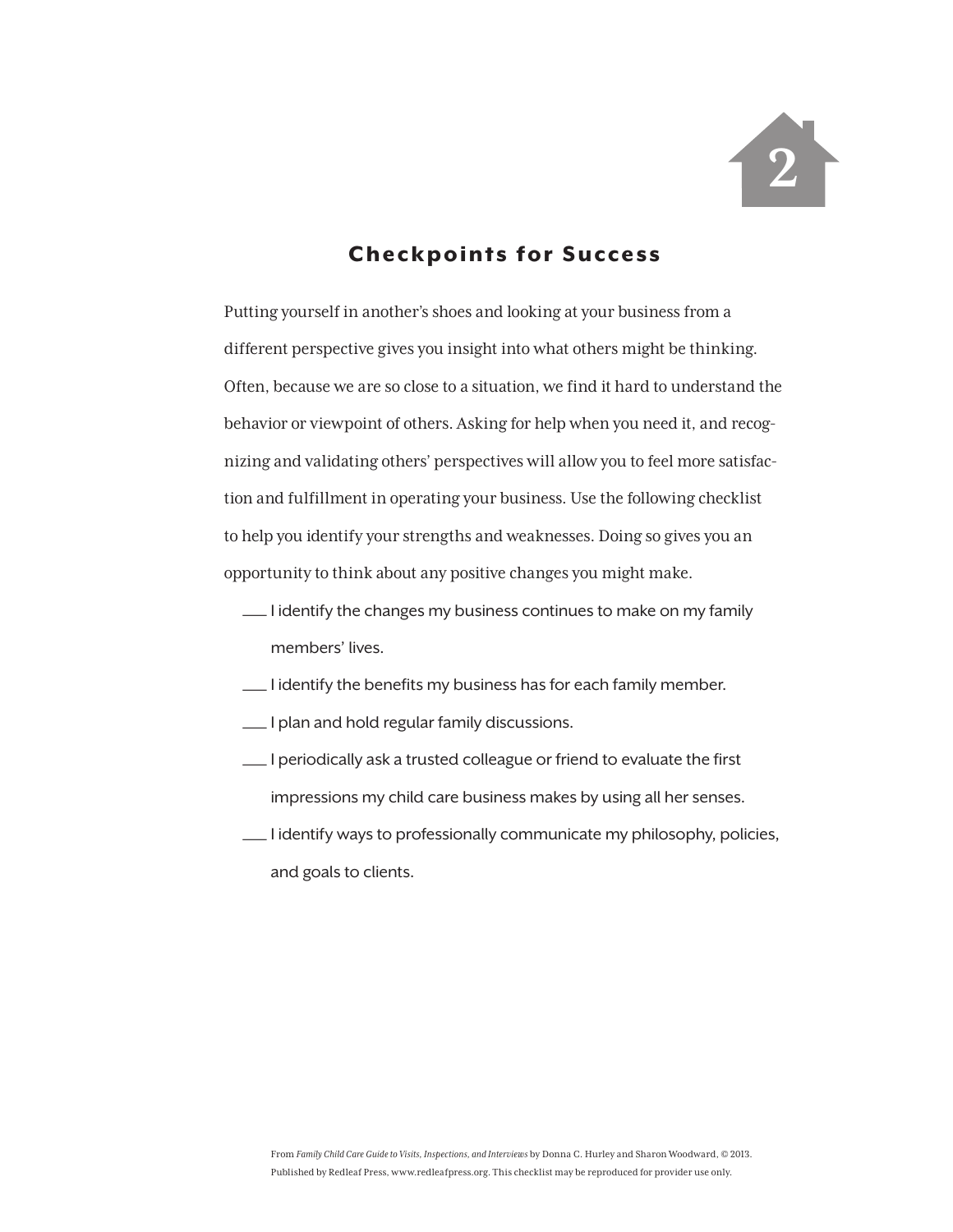## Checkpoints for Success

Putting yourself in another's shoes and looking at your business from a different perspective gives you insight into what others might be thinking. Often, because we are so close to a situation, we find it hard to understand the behavior or viewpoint of others. Asking for help when you need it, and recognizing and validating others' perspectives will allow you to feel more satisfaction and fulfillment in operating your business. Use the following checklist to help you identify your strengths and weaknesses. Doing so gives you an opportunity to think about any positive changes you might make.

- ___ I identify the changes my business continues to make on my family members' lives.
- ___ I identify the benefits my business has for each family member.
- ___ I plan and hold regular family discussions.
- ___ I periodically ask a trusted colleague or friend to evaluate the first impressions my child care business makes by using all her senses.
- ___ I identify ways to professionally communicate my philosophy, policies, and goals to clients.

From *Family Child Care Guide to Visits, Inspections, and Interviews* by Donna C. Hurley and Sharon Woodward, © 2013. Published by Redleaf Press, www.redleafpress.org. This checklist may be reproduced for provider use only.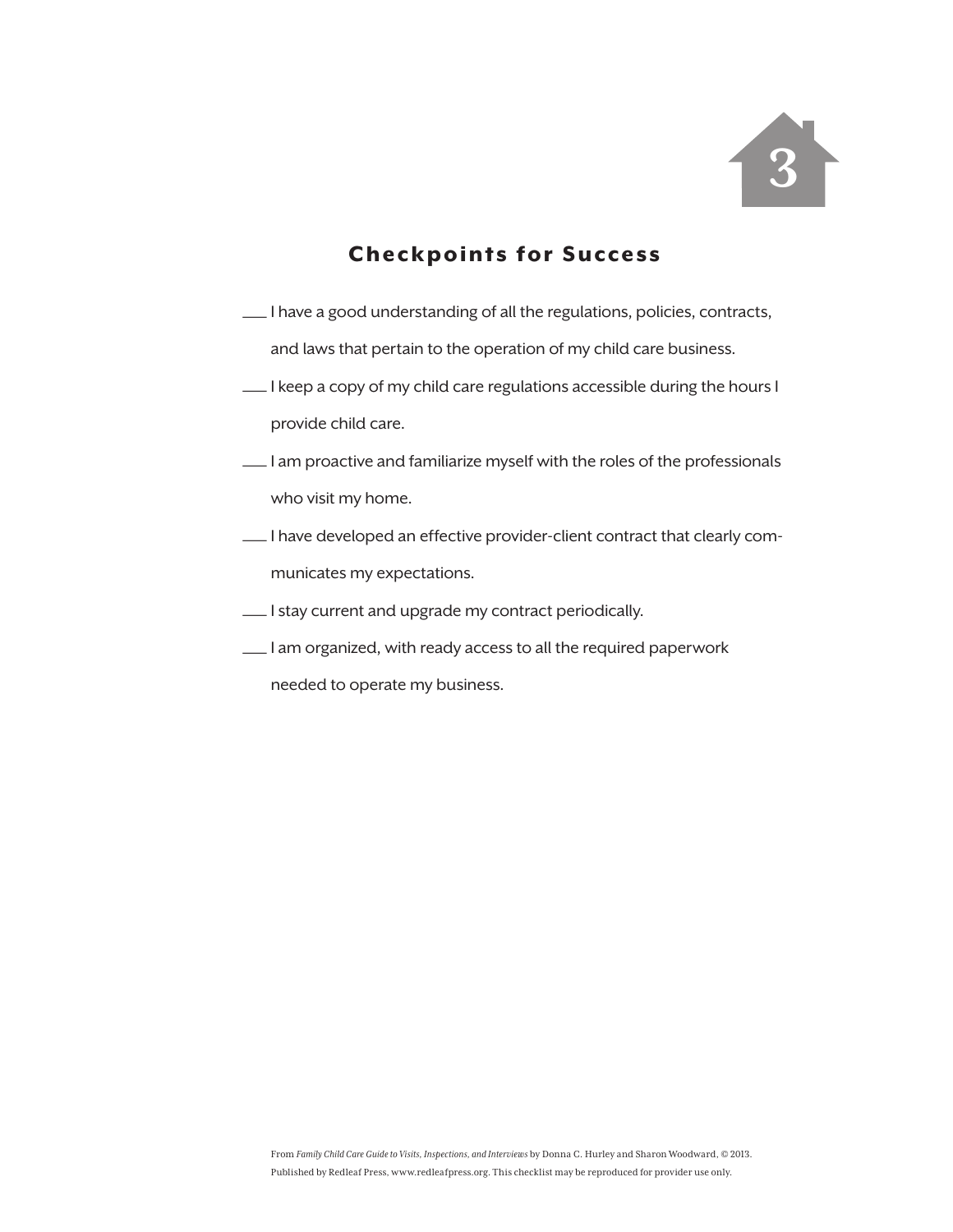3

## Checkpoints for Success

___ I have a good understanding of all the regulations, policies, contracts, and laws that pertain to the operation of my child care business.

___ I keep a copy of my child care regulations accessible during the hours I provide child care.

___ I am proactive and familiarize myself with the roles of the professionals who visit my home.

___ I have developed an effective provider-client contract that clearly communicates my expectations.

___ I stay current and upgrade my contract periodically.

___ I am organized, with ready access to all the required paperwork needed to operate my business.

From *Family Child Care Guide to Visits, Inspections, and Interviews* by Donna C. Hurley and Sharon Woodward, © 2013. Published by Redleaf Press, www.redleafpress.org. This checklist may be reproduced for provider use only.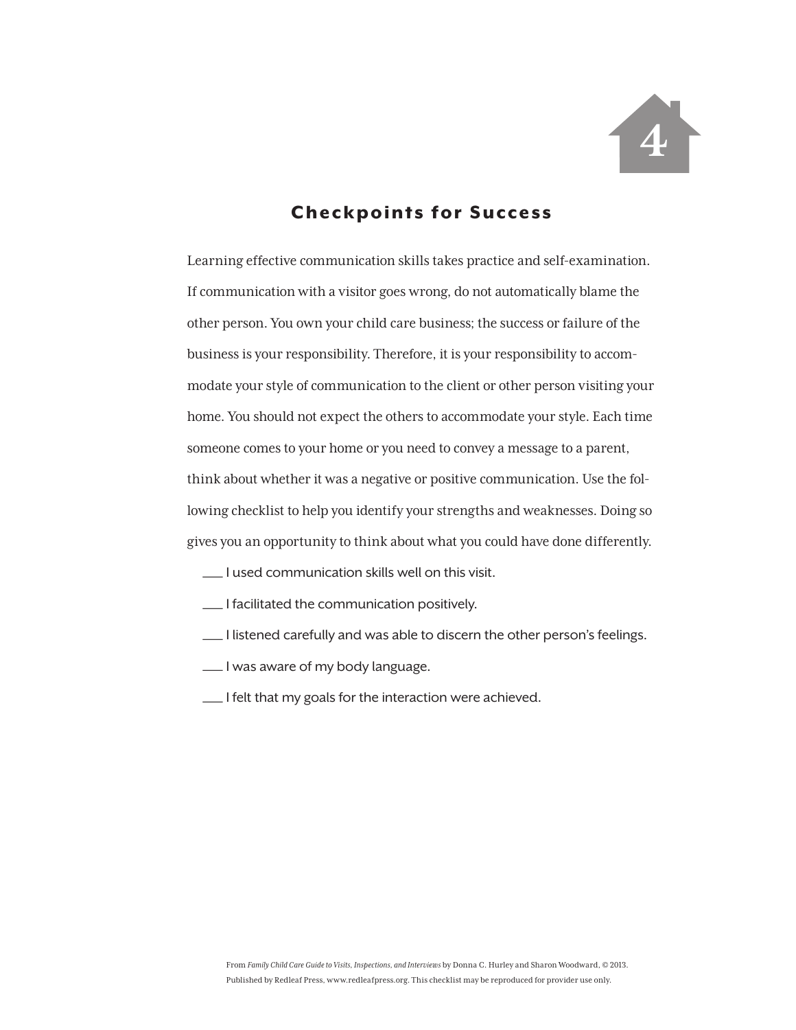## Checkpoints for Success

Learning effective communication skills takes practice and self-examination. If communication with a visitor goes wrong, do not automatically blame the other person. You own your child care business; the success or failure of the business is your responsibility. Therefore, it is your responsibility to accommodate your style of communication to the client or other person visiting your home. You should not expect the others to accommodate your style. Each time someone comes to your home or you need to convey a message to a parent, think about whether it was a negative or positive communication. Use the following checklist to help you identify your strengths and weaknesses. Doing so gives you an opportunity to think about what you could have done differently.

___ I used communication skills well on this visit.

___ I facilitated the communication positively.

___ I listened carefully and was able to discern the other person's feelings.

___ I was aware of my body language.

___ I felt that my goals for the interaction were achieved.

From *Family Child Care Guide to Visits, Inspections, and Interviews* by Donna C. Hurley and Sharon Woodward, © 2013. Published by Redleaf Press, www.redleafpress.org. This checklist may be reproduced for provider use only.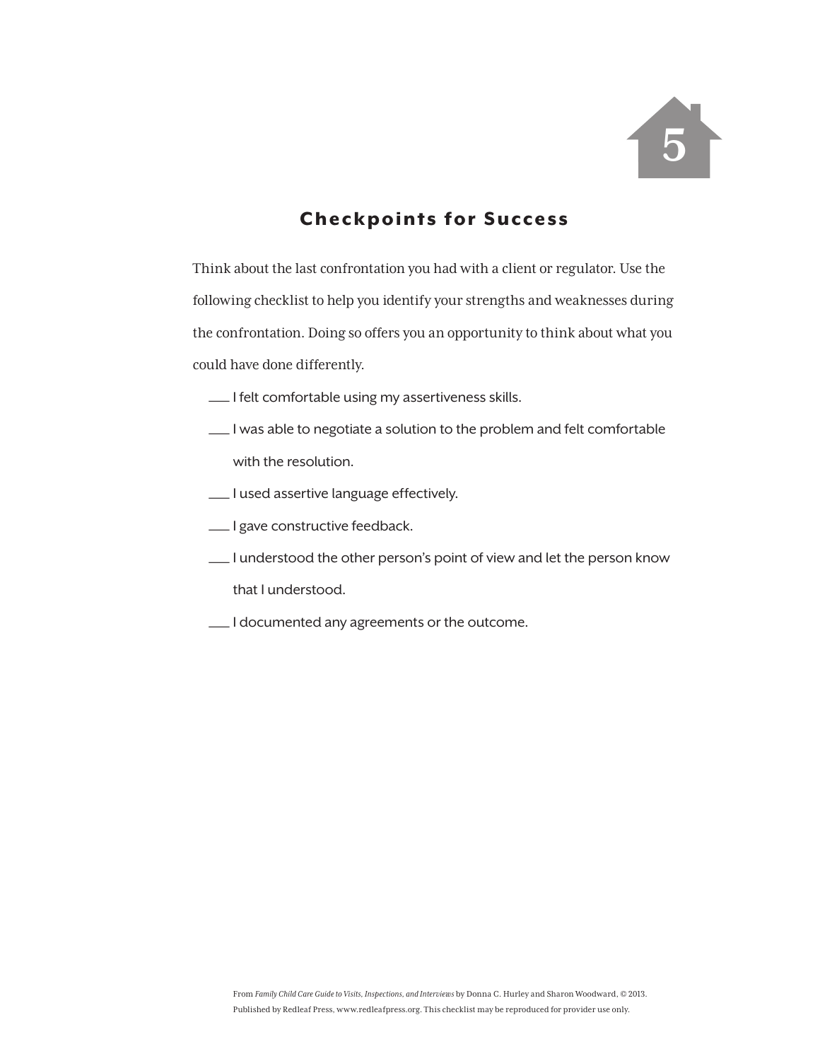5

## Checkpoints for Success

Think about the last confrontation you had with a client or regulator. Use the following checklist to help you identify your strengths and weaknesses during the confrontation. Doing so offers you an opportunity to think about what you could have done differently.

- ___ I felt comfortable using my assertiveness skills.
- ___ I was able to negotiate a solution to the problem and felt comfortable with the resolution.
- ___ I used assertive language effectively.
- ___ I gave constructive feedback.
- ___ I understood the other person's point of view and let the person know that I understood.
- ___ I documented any agreements or the outcome.

From *Family Child Care Guide to Visits, Inspections, and Interviews* by Donna C. Hurley and Sharon Woodward, © 2013. Published by Redleaf Press, www.redleafpress.org. This checklist may be reproduced for provider use only.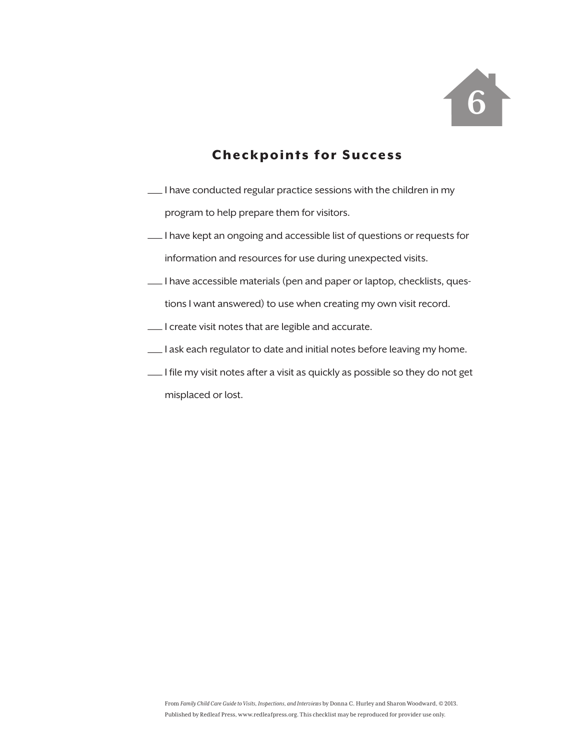6

## Checkpoints for Success

___ I have conducted regular practice sessions with the children in my program to help prepare them for visitors.

___ I have kept an ongoing and accessible list of questions or requests for information and resources for use during unexpected visits.

___ I have accessible materials (pen and paper or laptop, checklists, questions I want answered) to use when creating my own visit record.

___ I create visit notes that are legible and accurate.

___ I ask each regulator to date and initial notes before leaving my home.

___ I file my visit notes after a visit as quickly as possible so they do not get misplaced or lost.

From *Family Child Care Guide to Visits, Inspections, and Interviews* by Donna C. Hurley and Sharon Woodward, © 2013. Published by Redleaf Press, www.redleafpress.org. This checklist may be reproduced for provider use only.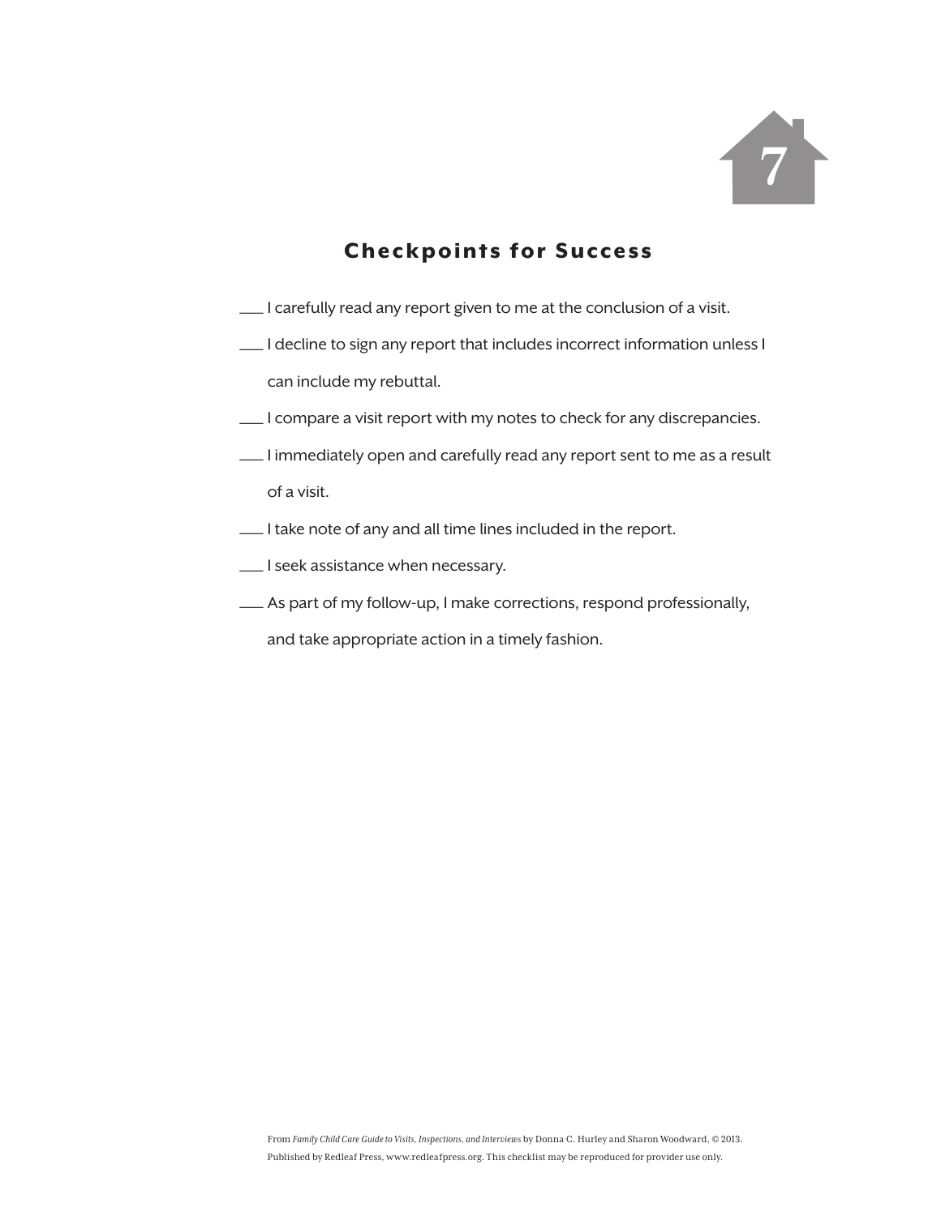7

## Checkpoints for Success

___ I carefully read any report given to me at the conclusion of a visit.

___ I decline to sign any report that includes incorrect information unless I can include my rebuttal.

___ I compare a visit report with my notes to check for any discrepancies.

___ I immediately open and carefully read any report sent to me as a result of a visit.

___ I take note of any and all time lines included in the report.

___ I seek assistance when necessary.

___ As part of my follow-up, I make corrections, respond professionally, and take appropriate action in a timely fashion.

From *Family Child Care Guide to Visits, Inspections, and Interviews* by Donna C. Hurley and Sharon Woodward, © 2013. Published by Redleaf Press, www.redleafpress.org. This checklist may be reproduced for provider use only.